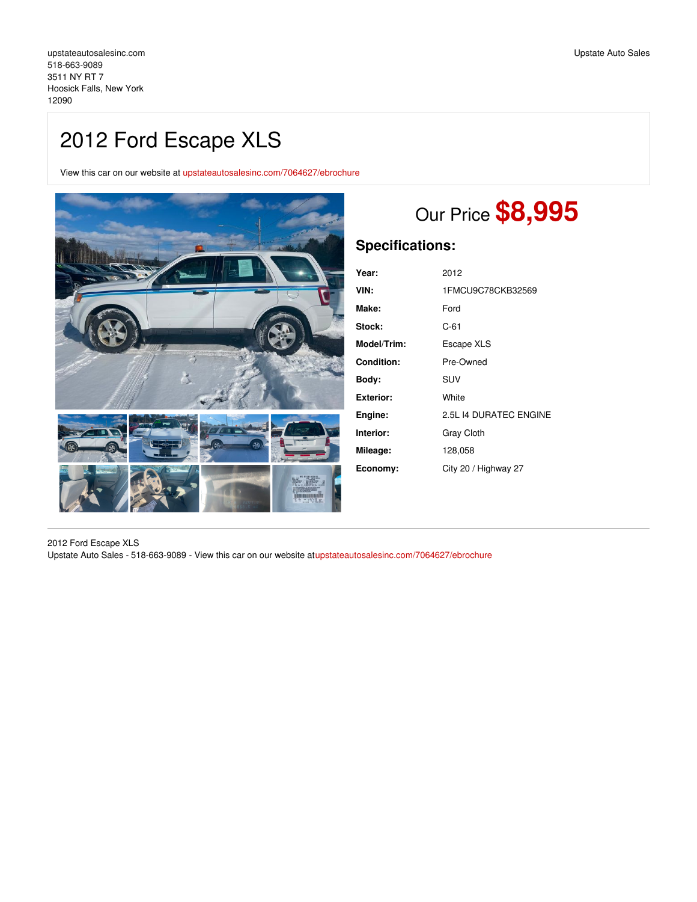upstateautosalesinc.com
518-663-9089
3511 NY RT 7
Hoosick Falls, New York
12090

Upstate Auto Sales

# 2012 Ford Escape XLS

View this car on our website at upstateautosalesinc.com/7064627/ebrochure

Our Price **$8,995**

## Specifications:

| | |
|---|---|
| **Year:** | 2012 |
| **VIN:** | 1FMCU9C78CKB32569 |
| **Make:** | Ford |
| **Stock:** | C-61 |
| **Model/Trim:** | Escape XLS |
| **Condition:** | Pre-Owned |
| **Body:** | SUV |
| **Exterior:** | White |
| **Engine:** | 2.5L I4 DURATEC ENGINE |
| **Interior:** | Gray Cloth |
| **Mileage:** | 128,058 |
| **Economy:** | City 20 / Highway 27 |

2012 Ford Escape XLS
Upstate Auto Sales - 518-663-9089 - View this car on our website atupstateautosalesinc.com/7064627/ebrochure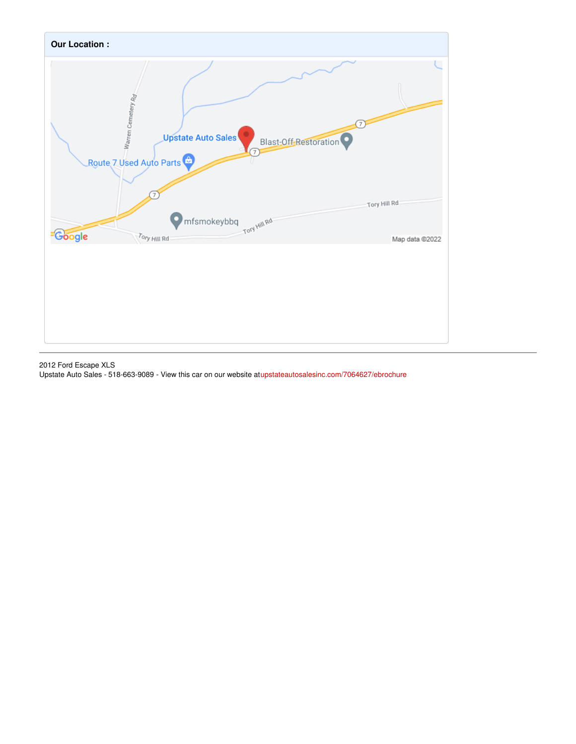**Our Location :**

Warren Cemetery Rd

Upstate Auto Sales

Blast-Off Restoration

Route 7 Used Auto Parts

7

7

7

mfsmokeybbq

Tory Hill Rd

Tory Hill Rd

Tory Hill Rd

Google

Map data ©2022

---

2012 Ford Escape XLS
Upstate Auto Sales - 518-663-9089 - View this car on our website atupstateautosalesinc.com/7064627/ebrochure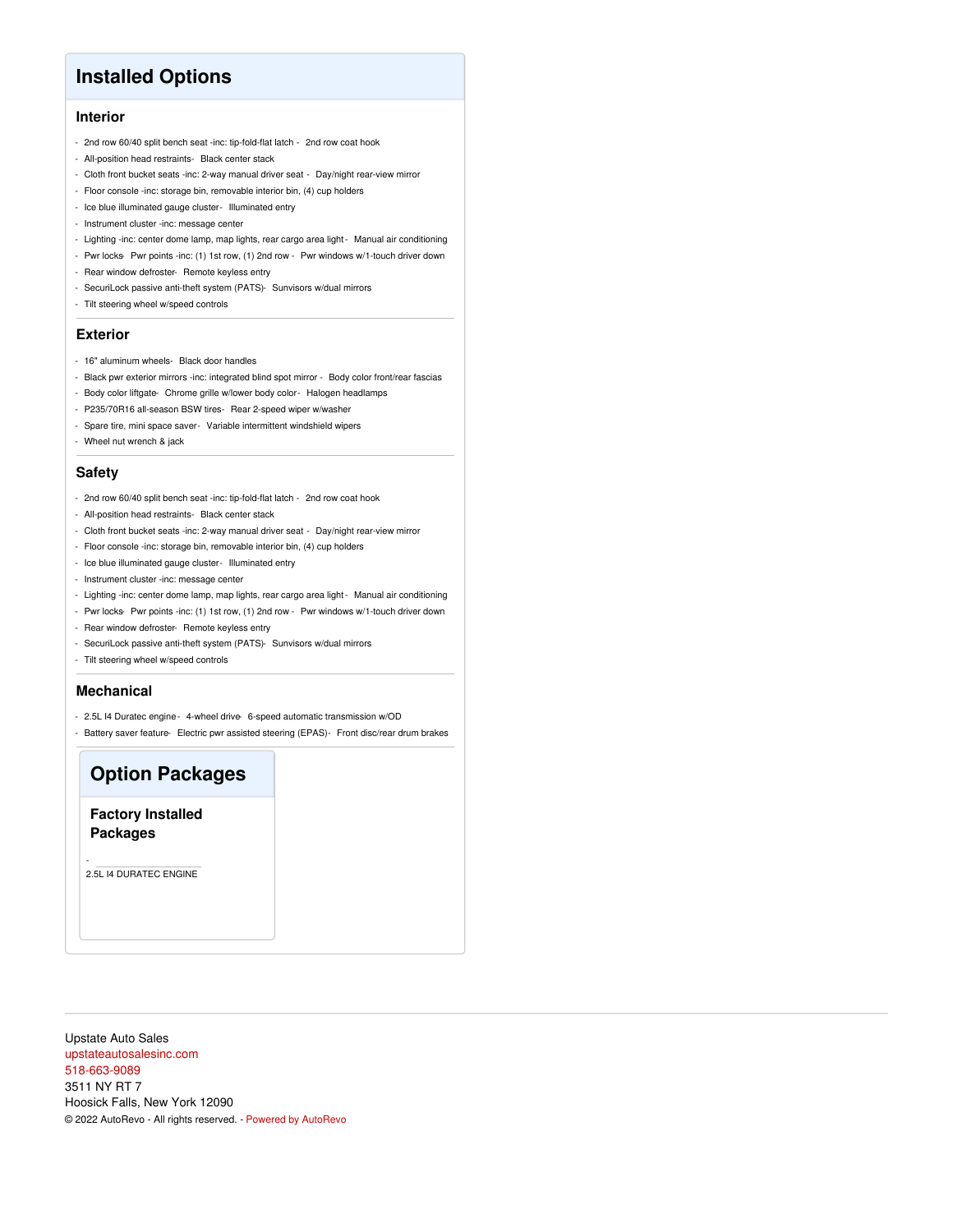# Installed Options

## Interior

- 2nd row 60/40 split bench seat -inc: tip-fold-flat latch
- 2nd row coat hook
- All-position head restraints
- Black center stack
- Cloth front bucket seats -inc: 2-way manual driver seat
- Day/night rear-view mirror
- Floor console -inc: storage bin, removable interior bin, (4) cup holders
- Ice blue illuminated gauge cluster
- Illuminated entry
- Instrument cluster -inc: message center
- Lighting -inc: center dome lamp, map lights, rear cargo area light
- Manual air conditioning
- Pwr locks
- Pwr points -inc: (1) 1st row, (1) 2nd row
- Pwr windows w/1-touch driver down
- Rear window defroster
- Remote keyless entry
- SecuriLock passive anti-theft system (PATS)
- Sunvisors w/dual mirrors
- Tilt steering wheel w/speed controls

## Exterior

- 16" aluminum wheels
- Black door handles
- Black pwr exterior mirrors -inc: integrated blind spot mirror
- Body color front/rear fascias
- Body color liftgate
- Chrome grille w/lower body color
- Halogen headlamps
- P235/70R16 all-season BSW tires
- Rear 2-speed wiper w/washer
- Spare tire, mini space saver
- Variable intermittent windshield wipers
- Wheel nut wrench & jack

## Safety

- 2nd row 60/40 split bench seat -inc: tip-fold-flat latch
- 2nd row coat hook
- All-position head restraints
- Black center stack
- Cloth front bucket seats -inc: 2-way manual driver seat
- Day/night rear-view mirror
- Floor console -inc: storage bin, removable interior bin, (4) cup holders
- Ice blue illuminated gauge cluster
- Illuminated entry
- Instrument cluster -inc: message center
- Lighting -inc: center dome lamp, map lights, rear cargo area light
- Manual air conditioning
- Pwr locks
- Pwr points -inc: (1) 1st row, (1) 2nd row
- Pwr windows w/1-touch driver down
- Rear window defroster
- Remote keyless entry
- SecuriLock passive anti-theft system (PATS)
- Sunvisors w/dual mirrors
- Tilt steering wheel w/speed controls

## Mechanical

- 2.5L I4 Duratec engine
- 4-wheel drive
- 6-speed automatic transmission w/OD
- Battery saver feature
- Electric pwr assisted steering (EPAS)
- Front disc/rear drum brakes

# Option Packages

## Factory Installed Packages

- 2.5L I4 DURATEC ENGINE

Upstate Auto Sales
upstateautosalesinc.com
518-663-9089
3511 NY RT 7
Hoosick Falls, New York 12090
© 2022 AutoRevo - All rights reserved. - Powered by AutoRevo